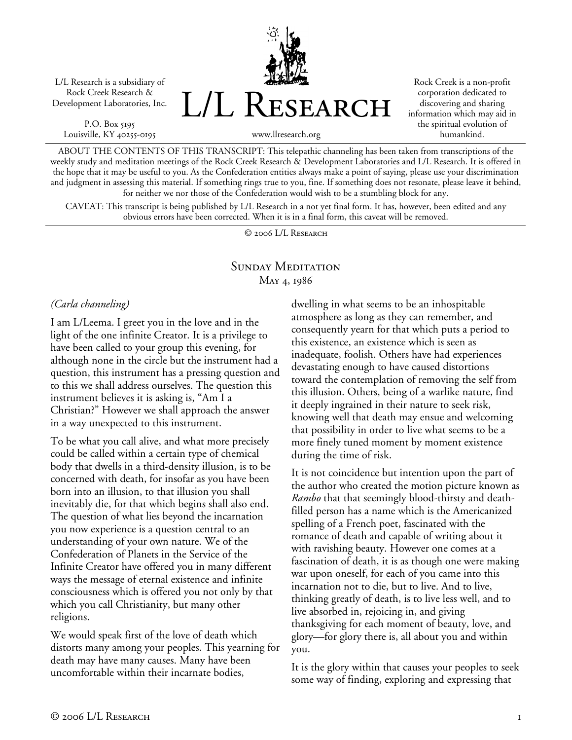L/L Research is a subsidiary of Rock Creek Research & Development Laboratories, Inc.

P.O. Box 5195
Louisville, KY 40255-0195

# L/L Research

www.llresearch.org

Rock Creek is a non-profit corporation dedicated to discovering and sharing information which may aid in the spiritual evolution of humankind.

ABOUT THE CONTENTS OF THIS TRANSCRIPT: This telepathic channeling has been taken from transcriptions of the weekly study and meditation meetings of the Rock Creek Research & Development Laboratories and L/L Research. It is offered in the hope that it may be useful to you. As the Confederation entities always make a point of saying, please use your discrimination and judgment in assessing this material. If something rings true to you, fine. If something does not resonate, please leave it behind, for neither we nor those of the Confederation would wish to be a stumbling block for any.

CAVEAT: This transcript is being published by L/L Research in a not yet final form. It has, however, been edited and any obvious errors have been corrected. When it is in a final form, this caveat will be removed.

© 2006 L/L Research

## Sunday Meditation
### May 4, 1986

*(Carla channeling)*

I am L/Leema. I greet you in the love and in the light of the one infinite Creator. It is a privilege to have been called to your group this evening, for although none in the circle but the instrument had a question, this instrument has a pressing question and to this we shall address ourselves. The question this instrument believes it is asking is, "Am I a Christian?" However we shall approach the answer in a way unexpected to this instrument.

To be what you call alive, and what more precisely could be called within a certain type of chemical body that dwells in a third-density illusion, is to be concerned with death, for insofar as you have been born into an illusion, to that illusion you shall inevitably die, for that which begins shall also end. The question of what lies beyond the incarnation you now experience is a question central to an understanding of your own nature. We of the Confederation of Planets in the Service of the Infinite Creator have offered you in many different ways the message of eternal existence and infinite consciousness which is offered you not only by that which you call Christianity, but many other religions.

We would speak first of the love of death which distorts many among your peoples. This yearning for death may have many causes. Many have been uncomfortable within their incarnate bodies, dwelling in what seems to be an inhospitable atmosphere as long as they can remember, and consequently yearn for that which puts a period to this existence, an existence which is seen as inadequate, foolish. Others have had experiences devastating enough to have caused distortions toward the contemplation of removing the self from this illusion. Others, being of a warlike nature, find it deeply ingrained in their nature to seek risk, knowing well that death may ensue and welcoming that possibility in order to live what seems to be a more finely tuned moment by moment existence during the time of risk.

It is not coincidence but intention upon the part of the author who created the motion picture known as *Rambo* that that seemingly blood-thirsty and death-filled person has a name which is the Americanized spelling of a French poet, fascinated with the romance of death and capable of writing about it with ravishing beauty. However one comes at a fascination of death, it is as though one were making war upon oneself, for each of you came into this incarnation not to die, but to live. And to live, thinking greatly of death, is to live less well, and to live absorbed in, rejoicing in, and giving thanksgiving for each moment of beauty, love, and glory—for glory there is, all about you and within you.

It is the glory within that causes your peoples to seek some way of finding, exploring and expressing that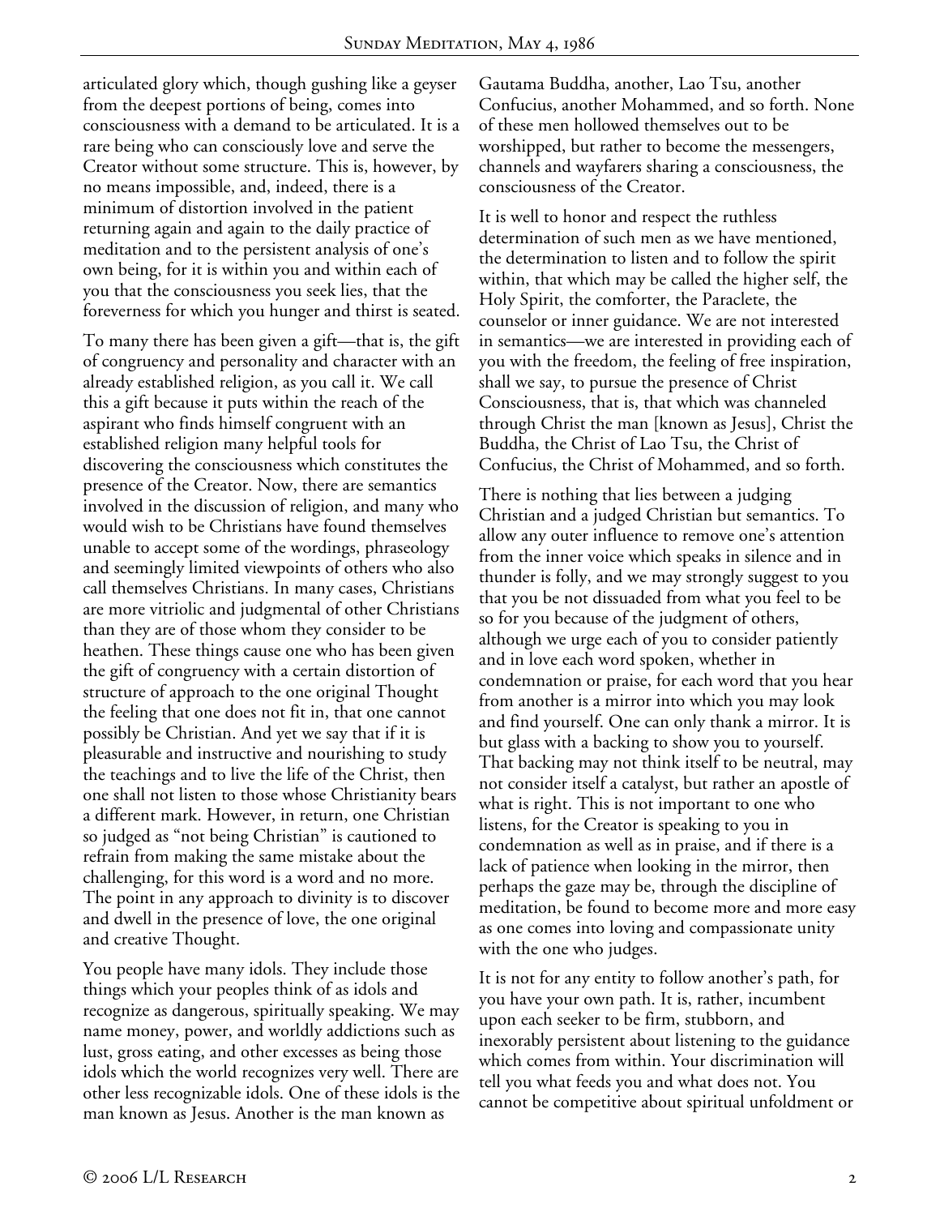articulated glory which, though gushing like a geyser from the deepest portions of being, comes into consciousness with a demand to be articulated. It is a rare being who can consciously love and serve the Creator without some structure. This is, however, by no means impossible, and, indeed, there is a minimum of distortion involved in the patient returning again and again to the daily practice of meditation and to the persistent analysis of one's own being, for it is within you and within each of you that the consciousness you seek lies, that the foreverness for which you hunger and thirst is seated.

To many there has been given a gift—that is, the gift of congruency and personality and character with an already established religion, as you call it. We call this a gift because it puts within the reach of the aspirant who finds himself congruent with an established religion many helpful tools for discovering the consciousness which constitutes the presence of the Creator. Now, there are semantics involved in the discussion of religion, and many who would wish to be Christians have found themselves unable to accept some of the wordings, phraseology and seemingly limited viewpoints of others who also call themselves Christians. In many cases, Christians are more vitriolic and judgmental of other Christians than they are of those whom they consider to be heathen. These things cause one who has been given the gift of congruency with a certain distortion of structure of approach to the one original Thought the feeling that one does not fit in, that one cannot possibly be Christian. And yet we say that if it is pleasurable and instructive and nourishing to study the teachings and to live the life of the Christ, then one shall not listen to those whose Christianity bears a different mark. However, in return, one Christian so judged as "not being Christian" is cautioned to refrain from making the same mistake about the challenging, for this word is a word and no more. The point in any approach to divinity is to discover and dwell in the presence of love, the one original and creative Thought.

You people have many idols. They include those things which your peoples think of as idols and recognize as dangerous, spiritually speaking. We may name money, power, and worldly addictions such as lust, gross eating, and other excesses as being those idols which the world recognizes very well. There are other less recognizable idols. One of these idols is the man known as Jesus. Another is the man known as Gautama Buddha, another, Lao Tsu, another Confucius, another Mohammed, and so forth. None of these men hollowed themselves out to be worshipped, but rather to become the messengers, channels and wayfarers sharing a consciousness, the consciousness of the Creator.

It is well to honor and respect the ruthless determination of such men as we have mentioned, the determination to listen and to follow the spirit within, that which may be called the higher self, the Holy Spirit, the comforter, the Paraclete, the counselor or inner guidance. We are not interested in semantics—we are interested in providing each of you with the freedom, the feeling of free inspiration, shall we say, to pursue the presence of Christ Consciousness, that is, that which was channeled through Christ the man [known as Jesus], Christ the Buddha, the Christ of Lao Tsu, the Christ of Confucius, the Christ of Mohammed, and so forth.

There is nothing that lies between a judging Christian and a judged Christian but semantics. To allow any outer influence to remove one's attention from the inner voice which speaks in silence and in thunder is folly, and we may strongly suggest to you that you be not dissuaded from what you feel to be so for you because of the judgment of others, although we urge each of you to consider patiently and in love each word spoken, whether in condemnation or praise, for each word that you hear from another is a mirror into which you may look and find yourself. One can only thank a mirror. It is but glass with a backing to show you to yourself. That backing may not think itself to be neutral, may not consider itself a catalyst, but rather an apostle of what is right. This is not important to one who listens, for the Creator is speaking to you in condemnation as well as in praise, and if there is a lack of patience when looking in the mirror, then perhaps the gaze may be, through the discipline of meditation, be found to become more and more easy as one comes into loving and compassionate unity with the one who judges.

It is not for any entity to follow another's path, for you have your own path. It is, rather, incumbent upon each seeker to be firm, stubborn, and inexorably persistent about listening to the guidance which comes from within. Your discrimination will tell you what feeds you and what does not. You cannot be competitive about spiritual unfoldment or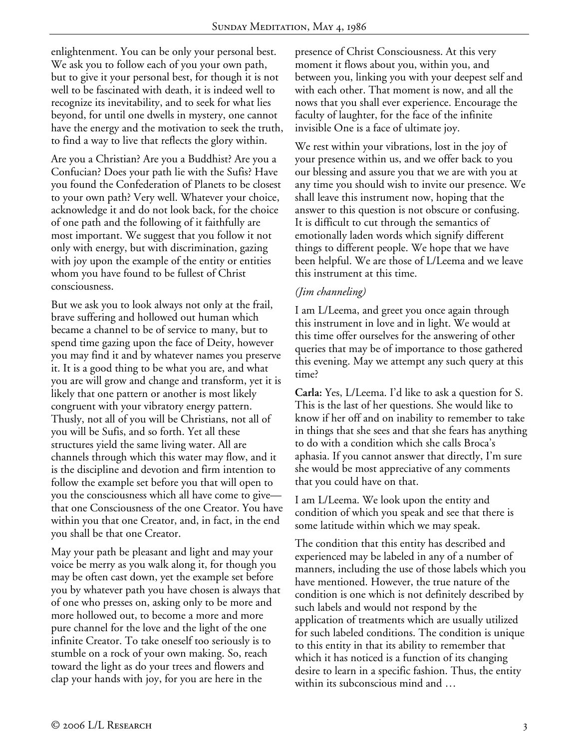enlightenment. You can be only your personal best. We ask you to follow each of you your own path, but to give it your personal best, for though it is not well to be fascinated with death, it is indeed well to recognize its inevitability, and to seek for what lies beyond, for until one dwells in mystery, one cannot have the energy and the motivation to seek the truth, to find a way to live that reflects the glory within.

Are you a Christian? Are you a Buddhist? Are you a Confucian? Does your path lie with the Sufis? Have you found the Confederation of Planets to be closest to your own path? Very well. Whatever your choice, acknowledge it and do not look back, for the choice of one path and the following of it faithfully are most important. We suggest that you follow it not only with energy, but with discrimination, gazing with joy upon the example of the entity or entities whom you have found to be fullest of Christ consciousness.

But we ask you to look always not only at the frail, brave suffering and hollowed out human which became a channel to be of service to many, but to spend time gazing upon the face of Deity, however you may find it and by whatever names you preserve it. It is a good thing to be what you are, and what you are will grow and change and transform, yet it is likely that one pattern or another is most likely congruent with your vibratory energy pattern. Thusly, not all of you will be Christians, not all of you will be Sufis, and so forth. Yet all these structures yield the same living water. All are channels through which this water may flow, and it is the discipline and devotion and firm intention to follow the example set before you that will open to you the consciousness which all have come to give—that one Consciousness of the one Creator. You have within you that one Creator, and, in fact, in the end you shall be that one Creator.

May your path be pleasant and light and may your voice be merry as you walk along it, for though you may be often cast down, yet the example set before you by whatever path you have chosen is always that of one who presses on, asking only to be more and more hollowed out, to become a more and more pure channel for the love and the light of the one infinite Creator. To take oneself too seriously is to stumble on a rock of your own making. So, reach toward the light as do your trees and flowers and clap your hands with joy, for you are here in the presence of Christ Consciousness. At this very moment it flows about you, within you, and between you, linking you with your deepest self and with each other. That moment is now, and all the nows that you shall ever experience. Encourage the faculty of laughter, for the face of the infinite invisible One is a face of ultimate joy.

We rest within your vibrations, lost in the joy of your presence within us, and we offer back to you our blessing and assure you that we are with you at any time you should wish to invite our presence. We shall leave this instrument now, hoping that the answer to this question is not obscure or confusing. It is difficult to cut through the semantics of emotionally laden words which signify different things to different people. We hope that we have been helpful. We are those of L/Leema and we leave this instrument at this time.

*(Jim channeling)*

I am L/Leema, and greet you once again through this instrument in love and in light. We would at this time offer ourselves for the answering of other queries that may be of importance to those gathered this evening. May we attempt any such query at this time?

**Carla:** Yes, L/Leema. I'd like to ask a question for S. This is the last of her questions. She would like to know if her off and on inability to remember to take in things that she sees and that she fears has anything to do with a condition which she calls Broca's aphasia. If you cannot answer that directly, I'm sure she would be most appreciative of any comments that you could have on that.

I am L/Leema. We look upon the entity and condition of which you speak and see that there is some latitude within which we may speak.

The condition that this entity has described and experienced may be labeled in any of a number of manners, including the use of those labels which you have mentioned. However, the true nature of the condition is one which is not definitely described by such labels and would not respond by the application of treatments which are usually utilized for such labeled conditions. The condition is unique to this entity in that its ability to remember that which it has noticed is a function of its changing desire to learn in a specific fashion. Thus, the entity within its subconscious mind and …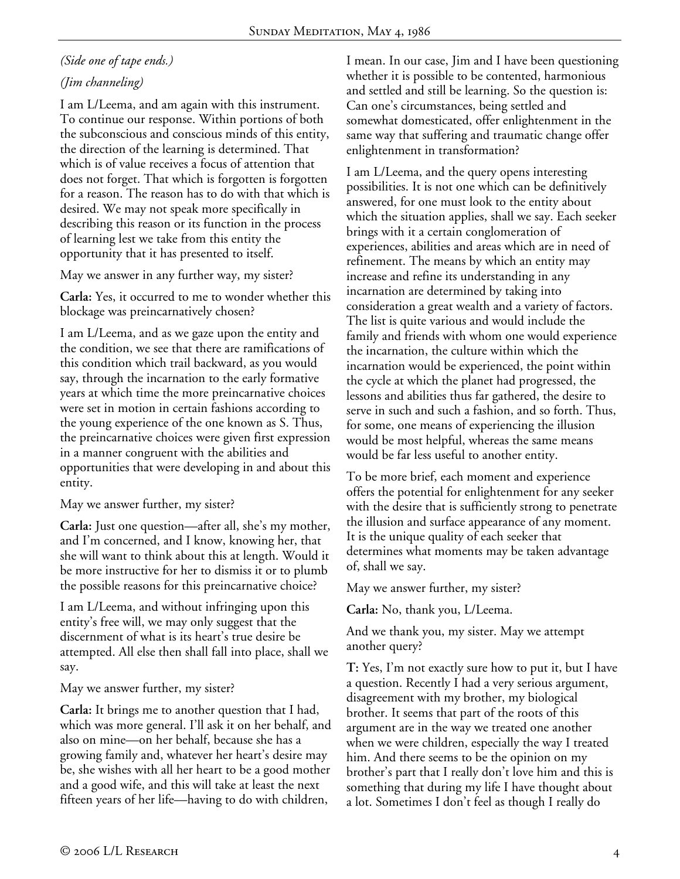*(Side one of tape ends.)*

*(Jim channeling)*

I am L/Leema, and am again with this instrument. To continue our response. Within portions of both the subconscious and conscious minds of this entity, the direction of the learning is determined. That which is of value receives a focus of attention that does not forget. That which is forgotten is forgotten for a reason. The reason has to do with that which is desired. We may not speak more specifically in describing this reason or its function in the process of learning lest we take from this entity the opportunity that it has presented to itself.

May we answer in any further way, my sister?

**Carla:** Yes, it occurred to me to wonder whether this blockage was preincarnatively chosen?

I am L/Leema, and as we gaze upon the entity and the condition, we see that there are ramifications of this condition which trail backward, as you would say, through the incarnation to the early formative years at which time the more preincarnative choices were set in motion in certain fashions according to the young experience of the one known as S. Thus, the preincarnative choices were given first expression in a manner congruent with the abilities and opportunities that were developing in and about this entity.

May we answer further, my sister?

**Carla:** Just one question—after all, she's my mother, and I'm concerned, and I know, knowing her, that she will want to think about this at length. Would it be more instructive for her to dismiss it or to plumb the possible reasons for this preincarnative choice?

I am L/Leema, and without infringing upon this entity's free will, we may only suggest that the discernment of what is its heart's true desire be attempted. All else then shall fall into place, shall we say.

May we answer further, my sister?

**Carla:** It brings me to another question that I had, which was more general. I'll ask it on her behalf, and also on mine—on her behalf, because she has a growing family and, whatever her heart's desire may be, she wishes with all her heart to be a good mother and a good wife, and this will take at least the next fifteen years of her life—having to do with children, I mean. In our case, Jim and I have been questioning whether it is possible to be contented, harmonious and settled and still be learning. So the question is: Can one's circumstances, being settled and somewhat domesticated, offer enlightenment in the same way that suffering and traumatic change offer enlightenment in transformation?

I am L/Leema, and the query opens interesting possibilities. It is not one which can be definitively answered, for one must look to the entity about which the situation applies, shall we say. Each seeker brings with it a certain conglomeration of experiences, abilities and areas which are in need of refinement. The means by which an entity may increase and refine its understanding in any incarnation are determined by taking into consideration a great wealth and a variety of factors. The list is quite various and would include the family and friends with whom one would experience the incarnation, the culture within which the incarnation would be experienced, the point within the cycle at which the planet had progressed, the lessons and abilities thus far gathered, the desire to serve in such and such a fashion, and so forth. Thus, for some, one means of experiencing the illusion would be most helpful, whereas the same means would be far less useful to another entity.

To be more brief, each moment and experience offers the potential for enlightenment for any seeker with the desire that is sufficiently strong to penetrate the illusion and surface appearance of any moment. It is the unique quality of each seeker that determines what moments may be taken advantage of, shall we say.

May we answer further, my sister?

**Carla:** No, thank you, L/Leema.

And we thank you, my sister. May we attempt another query?

**T:** Yes, I'm not exactly sure how to put it, but I have a question. Recently I had a very serious argument, disagreement with my brother, my biological brother. It seems that part of the roots of this argument are in the way we treated one another when we were children, especially the way I treated him. And there seems to be the opinion on my brother's part that I really don't love him and this is something that during my life I have thought about a lot. Sometimes I don't feel as though I really do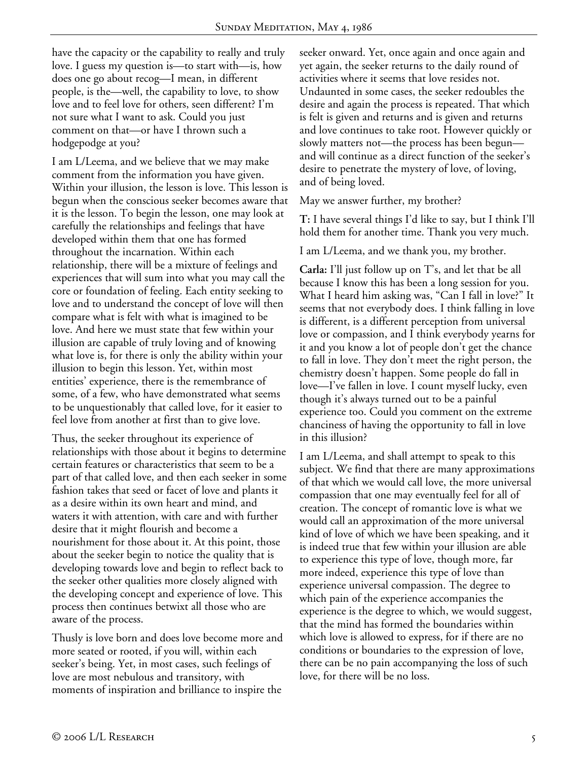have the capacity or the capability to really and truly love. I guess my question is—to start with—is, how does one go about recog—I mean, in different people, is the—well, the capability to love, to show love and to feel love for others, seen different? I'm not sure what I want to ask. Could you just comment on that—or have I thrown such a hodgepodge at you?

I am L/Leema, and we believe that we may make comment from the information you have given. Within your illusion, the lesson is love. This lesson is begun when the conscious seeker becomes aware that it is the lesson. To begin the lesson, one may look at carefully the relationships and feelings that have developed within them that one has formed throughout the incarnation. Within each relationship, there will be a mixture of feelings and experiences that will sum into what you may call the core or foundation of feeling. Each entity seeking to love and to understand the concept of love will then compare what is felt with what is imagined to be love. And here we must state that few within your illusion are capable of truly loving and of knowing what love is, for there is only the ability within your illusion to begin this lesson. Yet, within most entities' experience, there is the remembrance of some, of a few, who have demonstrated what seems to be unquestionably that called love, for it easier to feel love from another at first than to give love.

Thus, the seeker throughout its experience of relationships with those about it begins to determine certain features or characteristics that seem to be a part of that called love, and then each seeker in some fashion takes that seed or facet of love and plants it as a desire within its own heart and mind, and waters it with attention, with care and with further desire that it might flourish and become a nourishment for those about it. At this point, those about the seeker begin to notice the quality that is developing towards love and begin to reflect back to the seeker other qualities more closely aligned with the developing concept and experience of love. This process then continues betwixt all those who are aware of the process.

Thusly is love born and does love become more and more seated or rooted, if you will, within each seeker's being. Yet, in most cases, such feelings of love are most nebulous and transitory, with moments of inspiration and brilliance to inspire the seeker onward. Yet, once again and once again and yet again, the seeker returns to the daily round of activities where it seems that love resides not. Undaunted in some cases, the seeker redoubles the desire and again the process is repeated. That which is felt is given and returns and is given and returns and love continues to take root. However quickly or slowly matters not—the process has been begun—and will continue as a direct function of the seeker's desire to penetrate the mystery of love, of loving, and of being loved.

May we answer further, my brother?

**T:** I have several things I'd like to say, but I think I'll hold them for another time. Thank you very much.

I am L/Leema, and we thank you, my brother.

**Carla:** I'll just follow up on T's, and let that be all because I know this has been a long session for you. What I heard him asking was, "Can I fall in love?" It seems that not everybody does. I think falling in love is different, is a different perception from universal love or compassion, and I think everybody yearns for it and you know a lot of people don't get the chance to fall in love. They don't meet the right person, the chemistry doesn't happen. Some people do fall in love—I've fallen in love. I count myself lucky, even though it's always turned out to be a painful experience too. Could you comment on the extreme chanciness of having the opportunity to fall in love in this illusion?

I am L/Leema, and shall attempt to speak to this subject. We find that there are many approximations of that which we would call love, the more universal compassion that one may eventually feel for all of creation. The concept of romantic love is what we would call an approximation of the more universal kind of love of which we have been speaking, and it is indeed true that few within your illusion are able to experience this type of love, though more, far more indeed, experience this type of love than experience universal compassion. The degree to which pain of the experience accompanies the experience is the degree to which, we would suggest, that the mind has formed the boundaries within which love is allowed to express, for if there are no conditions or boundaries to the expression of love, there can be no pain accompanying the loss of such love, for there will be no loss.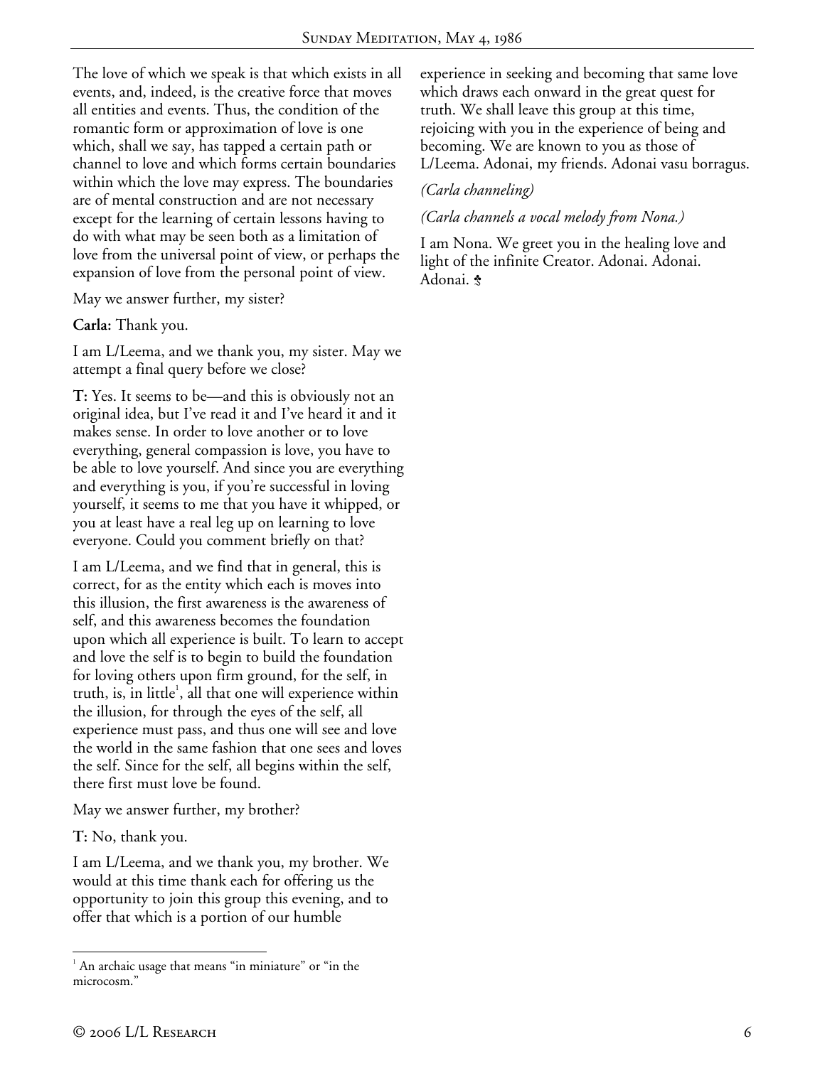The love of which we speak is that which exists in all events, and, indeed, is the creative force that moves all entities and events. Thus, the condition of the romantic form or approximation of love is one which, shall we say, has tapped a certain path or channel to love and which forms certain boundaries within which the love may express. The boundaries are of mental construction and are not necessary except for the learning of certain lessons having to do with what may be seen both as a limitation of love from the universal point of view, or perhaps the expansion of love from the personal point of view.

May we answer further, my sister?

**Carla:** Thank you.

I am L/Leema, and we thank you, my sister. May we attempt a final query before we close?

**T:** Yes. It seems to be—and this is obviously not an original idea, but I've read it and I've heard it and it makes sense. In order to love another or to love everything, general compassion is love, you have to be able to love yourself. And since you are everything and everything is you, if you're successful in loving yourself, it seems to me that you have it whipped, or you at least have a real leg up on learning to love everyone. Could you comment briefly on that?

I am L/Leema, and we find that in general, this is correct, for as the entity which each is moves into this illusion, the first awareness is the awareness of self, and this awareness becomes the foundation upon which all experience is built. To learn to accept and love the self is to begin to build the foundation for loving others upon firm ground, for the self, in truth, is, in little[1], all that one will experience within the illusion, for through the eyes of the self, all experience must pass, and thus one will see and love the world in the same fashion that one sees and loves the self. Since for the self, all begins within the self, there first must love be found.

May we answer further, my brother?

**T:** No, thank you.

I am L/Leema, and we thank you, my brother. We would at this time thank each for offering us the opportunity to join this group this evening, and to offer that which is a portion of our humble experience in seeking and becoming that same love which draws each onward in the great quest for truth. We shall leave this group at this time, rejoicing with you in the experience of being and becoming. We are known to you as those of L/Leema. Adonai, my friends. Adonai vasu borragus.

*(Carla channeling)*

*(Carla channels a vocal melody from Nona.)*

I am Nona. We greet you in the healing love and light of the infinite Creator. Adonai. Adonai. Adonai. ♰

---

[1] An archaic usage that means "in miniature" or "in the microcosm."